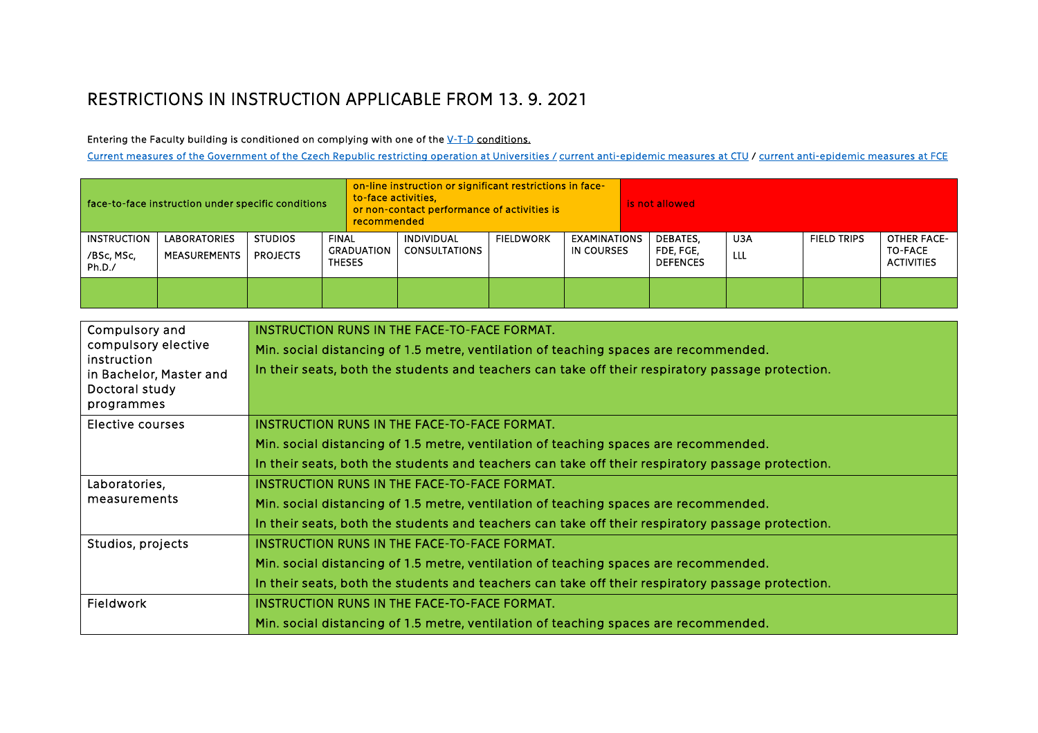# RESTRICTIONS IN INSTRUCTION APPLICABLE FROM 13. 9. 2021

Entering the Faculty building is conditioned on complying with one of the V-T-D conditions.

Current measures of the Government of the Czech Republic restricting operation at Universities / current anti-epidemic measures at CTU / current anti-epidemic measures at FCE

| face-to-face instruction under specific conditions | | | | on-line instruction or significant restrictions in face-to-face activities, or non-contact performance of activities is recommended | | | is not allowed | | | |
|---|---|---|---|---|---|---|---|---|---|---|
| INSTRUCTION /BSc, MSc, Ph.D./ | LABORATORIES MEASUREMENTS | STUDIOS PROJECTS | FINAL GRADUATION THESES | INDIVIDUAL CONSULTATIONS | FIELDWORK | EXAMINATIONS IN COURSES | DEBATES, FDE, FGE, DEFENCES | U3A LLL | FIELD TRIPS | OTHER FACE-TO-FACE ACTIVITIES |
| | | | | | | | | | | |

| | |
|---|---|
| Compulsory and compulsory elective instruction in Bachelor, Master and Doctoral study programmes | INSTRUCTION RUNS IN THE FACE-TO-FACE FORMAT.<br>Min. social distancing of 1.5 metre, ventilation of teaching spaces are recommended.<br>In their seats, both the students and teachers can take off their respiratory passage protection. |
| Elective courses | INSTRUCTION RUNS IN THE FACE-TO-FACE FORMAT.<br>Min. social distancing of 1.5 metre, ventilation of teaching spaces are recommended.<br>In their seats, both the students and teachers can take off their respiratory passage protection. |
| Laboratories, measurements | INSTRUCTION RUNS IN THE FACE-TO-FACE FORMAT.<br>Min. social distancing of 1.5 metre, ventilation of teaching spaces are recommended.<br>In their seats, both the students and teachers can take off their respiratory passage protection. |
| Studios, projects | INSTRUCTION RUNS IN THE FACE-TO-FACE FORMAT.<br>Min. social distancing of 1.5 metre, ventilation of teaching spaces are recommended.<br>In their seats, both the students and teachers can take off their respiratory passage protection. |
| Fieldwork | INSTRUCTION RUNS IN THE FACE-TO-FACE FORMAT.<br>Min. social distancing of 1.5 metre, ventilation of teaching spaces are recommended. |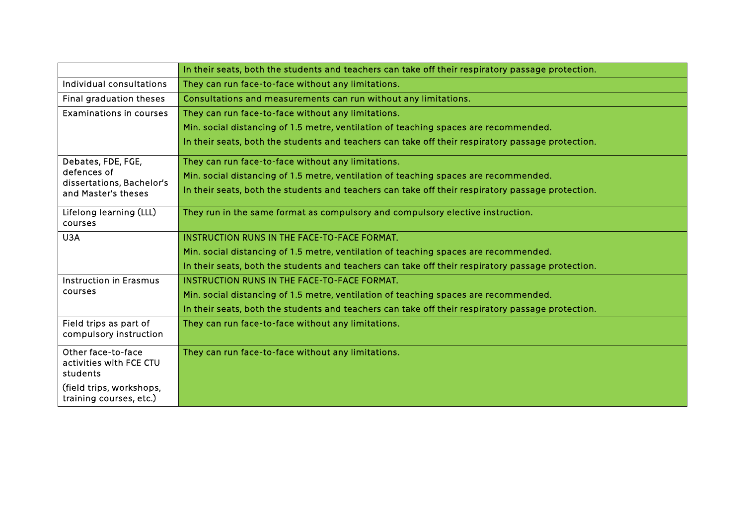| | |
|---|---|
| | In their seats, both the students and teachers can take off their respiratory passage protection. |
| Individual consultations | They can run face-to-face without any limitations. |
| Final graduation theses | Consultations and measurements can run without any limitations. |
| Examinations in courses | They can run face-to-face without any limitations.<br>Min. social distancing of 1.5 metre, ventilation of teaching spaces are recommended.<br>In their seats, both the students and teachers can take off their respiratory passage protection. |
| Debates, FDE, FGE, defences of dissertations, Bachelor's and Master's theses | They can run face-to-face without any limitations.<br>Min. social distancing of 1.5 metre, ventilation of teaching spaces are recommended.<br>In their seats, both the students and teachers can take off their respiratory passage protection. |
| Lifelong learning (LLL) courses | They run in the same format as compulsory and compulsory elective instruction. |
| U3A | INSTRUCTION RUNS IN THE FACE-TO-FACE FORMAT.<br>Min. social distancing of 1.5 metre, ventilation of teaching spaces are recommended.<br>In their seats, both the students and teachers can take off their respiratory passage protection. |
| Instruction in Erasmus courses | INSTRUCTION RUNS IN THE FACE-TO-FACE FORMAT.<br>Min. social distancing of 1.5 metre, ventilation of teaching spaces are recommended.<br>In their seats, both the students and teachers can take off their respiratory passage protection. |
| Field trips as part of compulsory instruction | They can run face-to-face without any limitations. |
| Other face-to-face activities with FCE CTU students<br>(field trips, workshops, training courses, etc.) | They can run face-to-face without any limitations. |